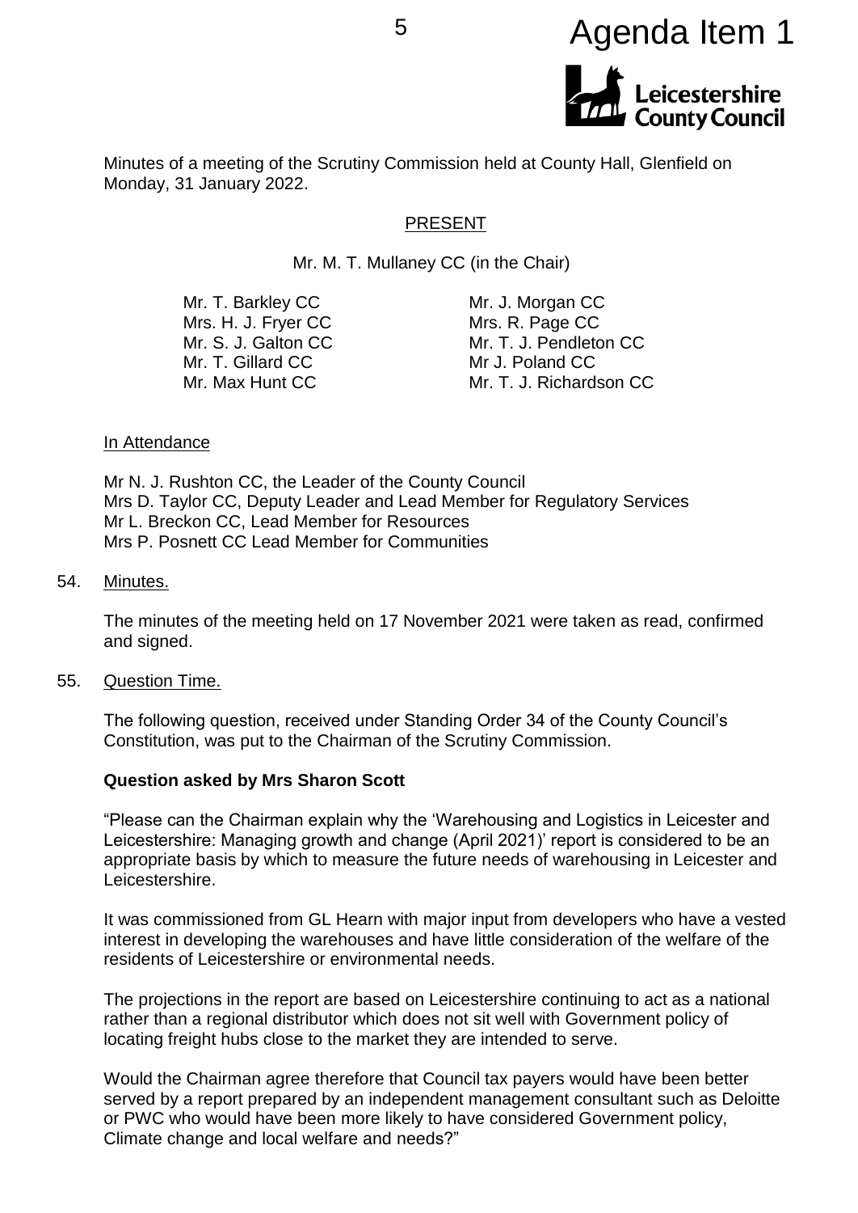Agenda Item 1

Leicestershire County Council

Minutes of a meeting of the Scrutiny Commission held at County Hall, Glenfield on Monday, 31 January 2022.

## PRESENT

Mr. M. T. Mullaney CC (in the Chair)

Mr. T. Barkley CC
Mrs. H. J. Fryer CC
Mr. S. J. Galton CC
Mr. T. Gillard CC
Mr. Max Hunt CC
Mr. J. Morgan CC
Mrs. R. Page CC
Mr. T. J. Pendleton CC
Mr J. Poland CC
Mr. T. J. Richardson CC

### In Attendance

Mr N. J. Rushton CC, the Leader of the County Council
Mrs D. Taylor CC, Deputy Leader and Lead Member for Regulatory Services
Mr L. Breckon CC, Lead Member for Resources
Mrs P. Posnett CC Lead Member for Communities

### 54. Minutes.

The minutes of the meeting held on 17 November 2021 were taken as read, confirmed and signed.

### 55. Question Time.

The following question, received under Standing Order 34 of the County Council's Constitution, was put to the Chairman of the Scrutiny Commission.

**Question asked by Mrs Sharon Scott**

"Please can the Chairman explain why the 'Warehousing and Logistics in Leicester and Leicestershire: Managing growth and change (April 2021)' report is considered to be an appropriate basis by which to measure the future needs of warehousing in Leicester and Leicestershire.

It was commissioned from GL Hearn with major input from developers who have a vested interest in developing the warehouses and have little consideration of the welfare of the residents of Leicestershire or environmental needs.

The projections in the report are based on Leicestershire continuing to act as a national rather than a regional distributor which does not sit well with Government policy of locating freight hubs close to the market they are intended to serve.

Would the Chairman agree therefore that Council tax payers would have been better served by a report prepared by an independent management consultant such as Deloitte or PWC who would have been more likely to have considered Government policy, Climate change and local welfare and needs?"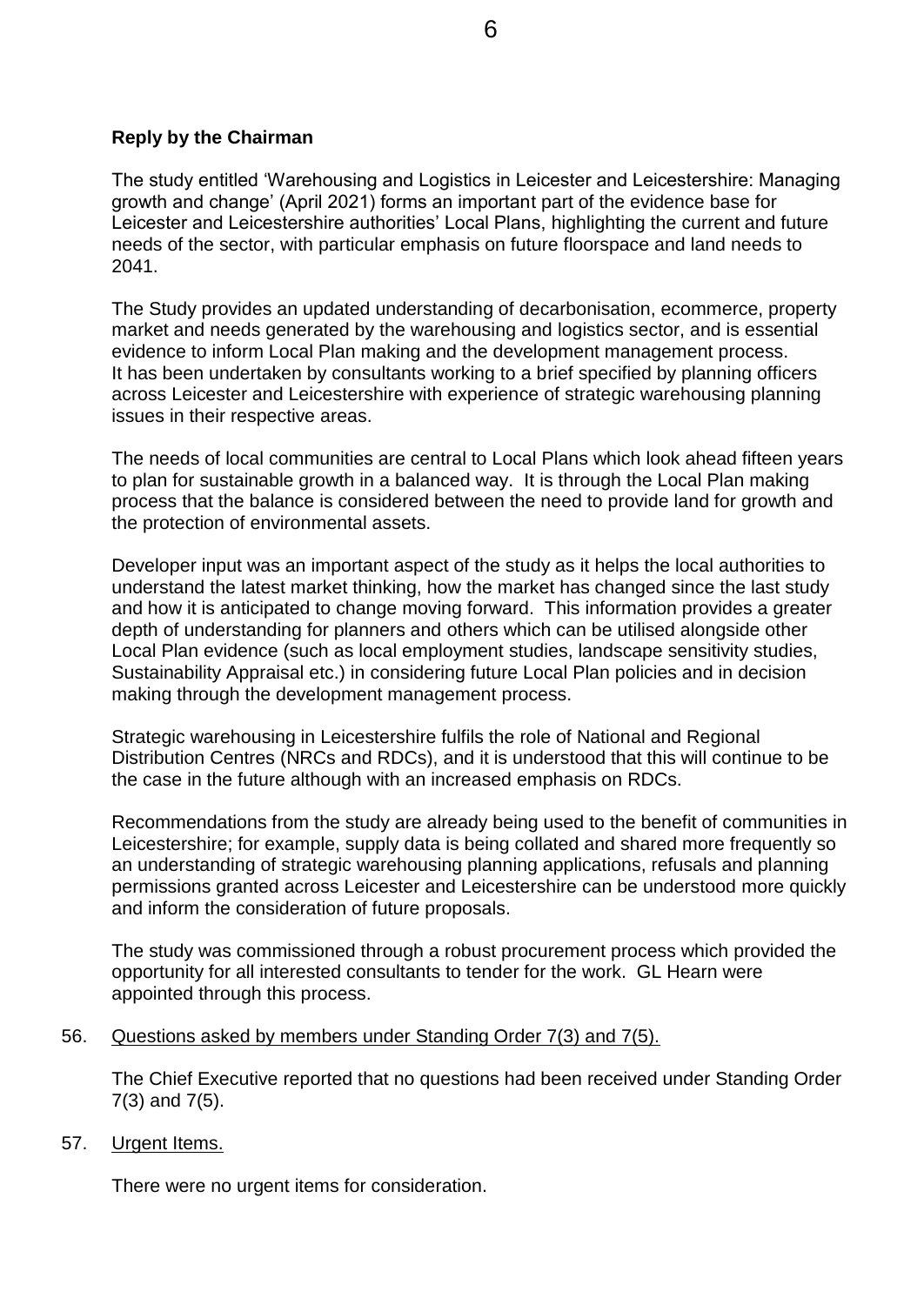**Reply by the Chairman**

The study entitled 'Warehousing and Logistics in Leicester and Leicestershire: Managing growth and change' (April 2021) forms an important part of the evidence base for Leicester and Leicestershire authorities' Local Plans, highlighting the current and future needs of the sector, with particular emphasis on future floorspace and land needs to 2041.

The Study provides an updated understanding of decarbonisation, ecommerce, property market and needs generated by the warehousing and logistics sector, and is essential evidence to inform Local Plan making and the development management process. It has been undertaken by consultants working to a brief specified by planning officers across Leicester and Leicestershire with experience of strategic warehousing planning issues in their respective areas.

The needs of local communities are central to Local Plans which look ahead fifteen years to plan for sustainable growth in a balanced way. It is through the Local Plan making process that the balance is considered between the need to provide land for growth and the protection of environmental assets.

Developer input was an important aspect of the study as it helps the local authorities to understand the latest market thinking, how the market has changed since the last study and how it is anticipated to change moving forward. This information provides a greater depth of understanding for planners and others which can be utilised alongside other Local Plan evidence (such as local employment studies, landscape sensitivity studies, Sustainability Appraisal etc.) in considering future Local Plan policies and in decision making through the development management process.

Strategic warehousing in Leicestershire fulfils the role of National and Regional Distribution Centres (NRCs and RDCs), and it is understood that this will continue to be the case in the future although with an increased emphasis on RDCs.

Recommendations from the study are already being used to the benefit of communities in Leicestershire; for example, supply data is being collated and shared more frequently so an understanding of strategic warehousing planning applications, refusals and planning permissions granted across Leicester and Leicestershire can be understood more quickly and inform the consideration of future proposals.

The study was commissioned through a robust procurement process which provided the opportunity for all interested consultants to tender for the work. GL Hearn were appointed through this process.

56. Questions asked by members under Standing Order 7(3) and 7(5).

The Chief Executive reported that no questions had been received under Standing Order 7(3) and 7(5).

57. Urgent Items.

There were no urgent items for consideration.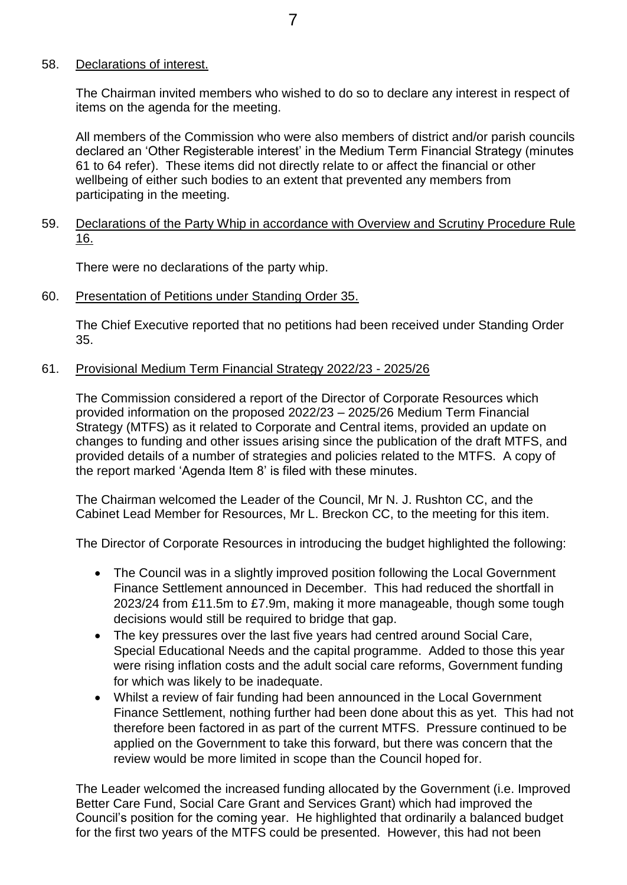58. Declarations of interest.

The Chairman invited members who wished to do so to declare any interest in respect of items on the agenda for the meeting.

All members of the Commission who were also members of district and/or parish councils declared an 'Other Registerable interest' in the Medium Term Financial Strategy (minutes 61 to 64 refer). These items did not directly relate to or affect the financial or other wellbeing of either such bodies to an extent that prevented any members from participating in the meeting.

59. Declarations of the Party Whip in accordance with Overview and Scrutiny Procedure Rule 16.

There were no declarations of the party whip.

60. Presentation of Petitions under Standing Order 35.

The Chief Executive reported that no petitions had been received under Standing Order 35.

61. Provisional Medium Term Financial Strategy 2022/23 - 2025/26

The Commission considered a report of the Director of Corporate Resources which provided information on the proposed 2022/23 – 2025/26 Medium Term Financial Strategy (MTFS) as it related to Corporate and Central items, provided an update on changes to funding and other issues arising since the publication of the draft MTFS, and provided details of a number of strategies and policies related to the MTFS. A copy of the report marked 'Agenda Item 8' is filed with these minutes.

The Chairman welcomed the Leader of the Council, Mr N. J. Rushton CC, and the Cabinet Lead Member for Resources, Mr L. Breckon CC, to the meeting for this item.

The Director of Corporate Resources in introducing the budget highlighted the following:

- The Council was in a slightly improved position following the Local Government Finance Settlement announced in December. This had reduced the shortfall in 2023/24 from £11.5m to £7.9m, making it more manageable, though some tough decisions would still be required to bridge that gap.
- The key pressures over the last five years had centred around Social Care, Special Educational Needs and the capital programme. Added to those this year were rising inflation costs and the adult social care reforms, Government funding for which was likely to be inadequate.
- Whilst a review of fair funding had been announced in the Local Government Finance Settlement, nothing further had been done about this as yet. This had not therefore been factored in as part of the current MTFS. Pressure continued to be applied on the Government to take this forward, but there was concern that the review would be more limited in scope than the Council hoped for.

The Leader welcomed the increased funding allocated by the Government (i.e. Improved Better Care Fund, Social Care Grant and Services Grant) which had improved the Council's position for the coming year. He highlighted that ordinarily a balanced budget for the first two years of the MTFS could be presented. However, this had not been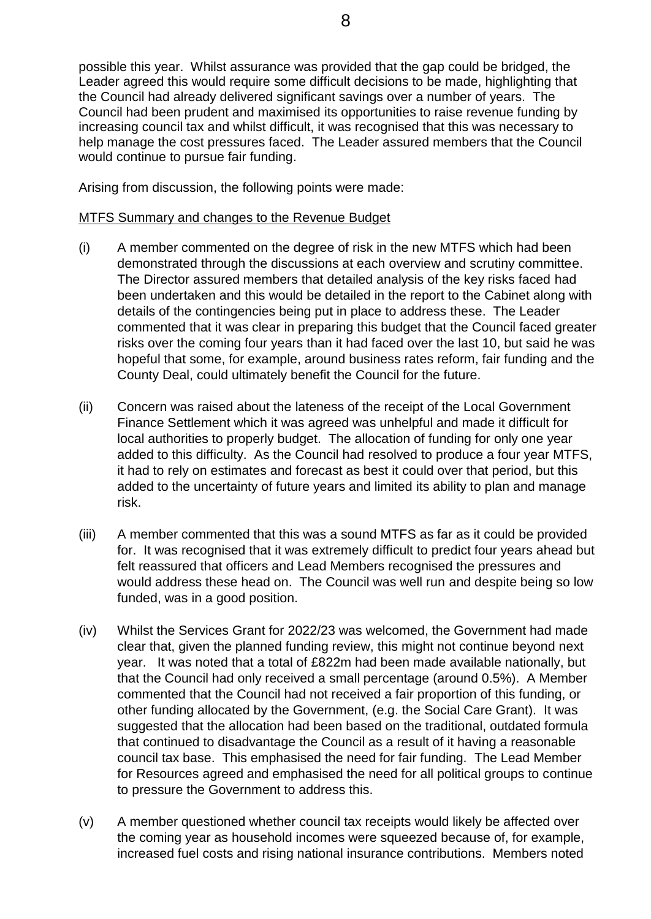possible this year. Whilst assurance was provided that the gap could be bridged, the Leader agreed this would require some difficult decisions to be made, highlighting that the Council had already delivered significant savings over a number of years. The Council had been prudent and maximised its opportunities to raise revenue funding by increasing council tax and whilst difficult, it was recognised that this was necessary to help manage the cost pressures faced. The Leader assured members that the Council would continue to pursue fair funding.

Arising from discussion, the following points were made:

<u>MTFS Summary and changes to the Revenue Budget</u>

(i) A member commented on the degree of risk in the new MTFS which had been demonstrated through the discussions at each overview and scrutiny committee. The Director assured members that detailed analysis of the key risks faced had been undertaken and this would be detailed in the report to the Cabinet along with details of the contingencies being put in place to address these. The Leader commented that it was clear in preparing this budget that the Council faced greater risks over the coming four years than it had faced over the last 10, but said he was hopeful that some, for example, around business rates reform, fair funding and the County Deal, could ultimately benefit the Council for the future.

(ii) Concern was raised about the lateness of the receipt of the Local Government Finance Settlement which it was agreed was unhelpful and made it difficult for local authorities to properly budget. The allocation of funding for only one year added to this difficulty. As the Council had resolved to produce a four year MTFS, it had to rely on estimates and forecast as best it could over that period, but this added to the uncertainty of future years and limited its ability to plan and manage risk.

(iii) A member commented that this was a sound MTFS as far as it could be provided for. It was recognised that it was extremely difficult to predict four years ahead but felt reassured that officers and Lead Members recognised the pressures and would address these head on. The Council was well run and despite being so low funded, was in a good position.

(iv) Whilst the Services Grant for 2022/23 was welcomed, the Government had made clear that, given the planned funding review, this might not continue beyond next year. It was noted that a total of £822m had been made available nationally, but that the Council had only received a small percentage (around 0.5%). A Member commented that the Council had not received a fair proportion of this funding, or other funding allocated by the Government, (e.g. the Social Care Grant). It was suggested that the allocation had been based on the traditional, outdated formula that continued to disadvantage the Council as a result of it having a reasonable council tax base. This emphasised the need for fair funding. The Lead Member for Resources agreed and emphasised the need for all political groups to continue to pressure the Government to address this.

(v) A member questioned whether council tax receipts would likely be affected over the coming year as household incomes were squeezed because of, for example, increased fuel costs and rising national insurance contributions. Members noted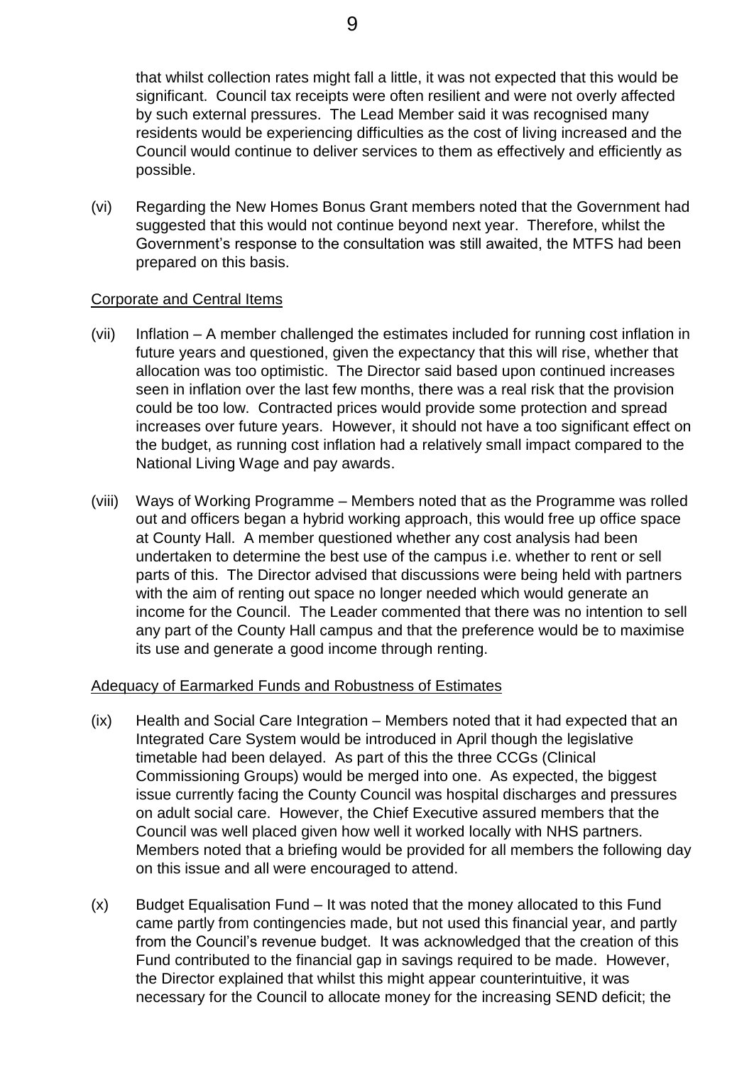that whilst collection rates might fall a little, it was not expected that this would be significant. Council tax receipts were often resilient and were not overly affected by such external pressures. The Lead Member said it was recognised many residents would be experiencing difficulties as the cost of living increased and the Council would continue to deliver services to them as effectively and efficiently as possible.

(vi) Regarding the New Homes Bonus Grant members noted that the Government had suggested that this would not continue beyond next year. Therefore, whilst the Government's response to the consultation was still awaited, the MTFS had been prepared on this basis.

<u>Corporate and Central Items</u>

(vii) Inflation – A member challenged the estimates included for running cost inflation in future years and questioned, given the expectancy that this will rise, whether that allocation was too optimistic. The Director said based upon continued increases seen in inflation over the last few months, there was a real risk that the provision could be too low. Contracted prices would provide some protection and spread increases over future years. However, it should not have a too significant effect on the budget, as running cost inflation had a relatively small impact compared to the National Living Wage and pay awards.

(viii) Ways of Working Programme – Members noted that as the Programme was rolled out and officers began a hybrid working approach, this would free up office space at County Hall. A member questioned whether any cost analysis had been undertaken to determine the best use of the campus i.e. whether to rent or sell parts of this. The Director advised that discussions were being held with partners with the aim of renting out space no longer needed which would generate an income for the Council. The Leader commented that there was no intention to sell any part of the County Hall campus and that the preference would be to maximise its use and generate a good income through renting.

<u>Adequacy of Earmarked Funds and Robustness of Estimates</u>

(ix) Health and Social Care Integration – Members noted that it had expected that an Integrated Care System would be introduced in April though the legislative timetable had been delayed. As part of this the three CCGs (Clinical Commissioning Groups) would be merged into one. As expected, the biggest issue currently facing the County Council was hospital discharges and pressures on adult social care. However, the Chief Executive assured members that the Council was well placed given how well it worked locally with NHS partners. Members noted that a briefing would be provided for all members the following day on this issue and all were encouraged to attend.

(x) Budget Equalisation Fund – It was noted that the money allocated to this Fund came partly from contingencies made, but not used this financial year, and partly from the Council's revenue budget. It was acknowledged that the creation of this Fund contributed to the financial gap in savings required to be made. However, the Director explained that whilst this might appear counterintuitive, it was necessary for the Council to allocate money for the increasing SEND deficit; the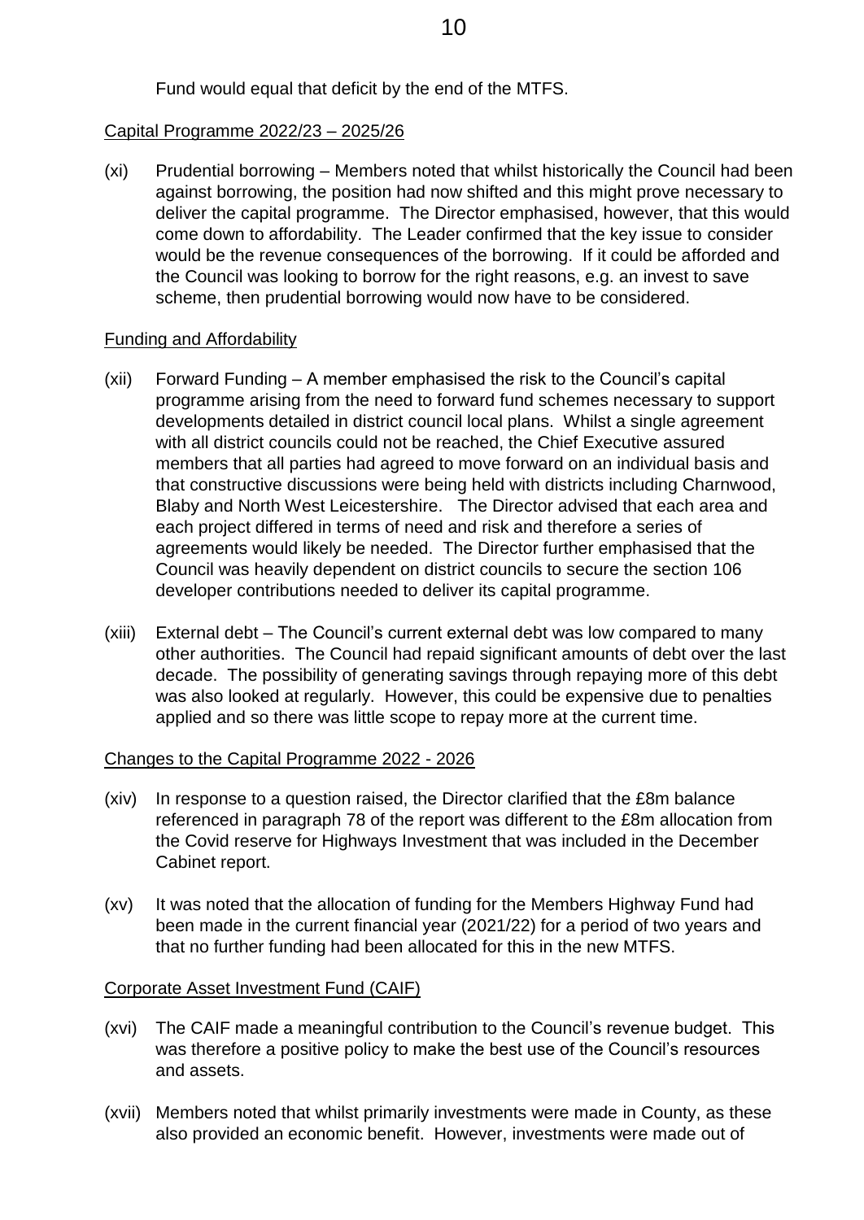Fund would equal that deficit by the end of the MTFS.

<u>Capital Programme 2022/23 – 2025/26</u>

(xi) Prudential borrowing – Members noted that whilst historically the Council had been against borrowing, the position had now shifted and this might prove necessary to deliver the capital programme. The Director emphasised, however, that this would come down to affordability. The Leader confirmed that the key issue to consider would be the revenue consequences of the borrowing. If it could be afforded and the Council was looking to borrow for the right reasons, e.g. an invest to save scheme, then prudential borrowing would now have to be considered.

<u>Funding and Affordability</u>

(xii) Forward Funding – A member emphasised the risk to the Council's capital programme arising from the need to forward fund schemes necessary to support developments detailed in district council local plans. Whilst a single agreement with all district councils could not be reached, the Chief Executive assured members that all parties had agreed to move forward on an individual basis and that constructive discussions were being held with districts including Charnwood, Blaby and North West Leicestershire. The Director advised that each area and each project differed in terms of need and risk and therefore a series of agreements would likely be needed. The Director further emphasised that the Council was heavily dependent on district councils to secure the section 106 developer contributions needed to deliver its capital programme.

(xiii) External debt – The Council's current external debt was low compared to many other authorities. The Council had repaid significant amounts of debt over the last decade. The possibility of generating savings through repaying more of this debt was also looked at regularly. However, this could be expensive due to penalties applied and so there was little scope to repay more at the current time.

<u>Changes to the Capital Programme 2022 - 2026</u>

(xiv) In response to a question raised, the Director clarified that the £8m balance referenced in paragraph 78 of the report was different to the £8m allocation from the Covid reserve for Highways Investment that was included in the December Cabinet report.

(xv) It was noted that the allocation of funding for the Members Highway Fund had been made in the current financial year (2021/22) for a period of two years and that no further funding had been allocated for this in the new MTFS.

<u>Corporate Asset Investment Fund (CAIF)</u>

(xvi) The CAIF made a meaningful contribution to the Council's revenue budget. This was therefore a positive policy to make the best use of the Council's resources and assets.

(xvii) Members noted that whilst primarily investments were made in County, as these also provided an economic benefit. However, investments were made out of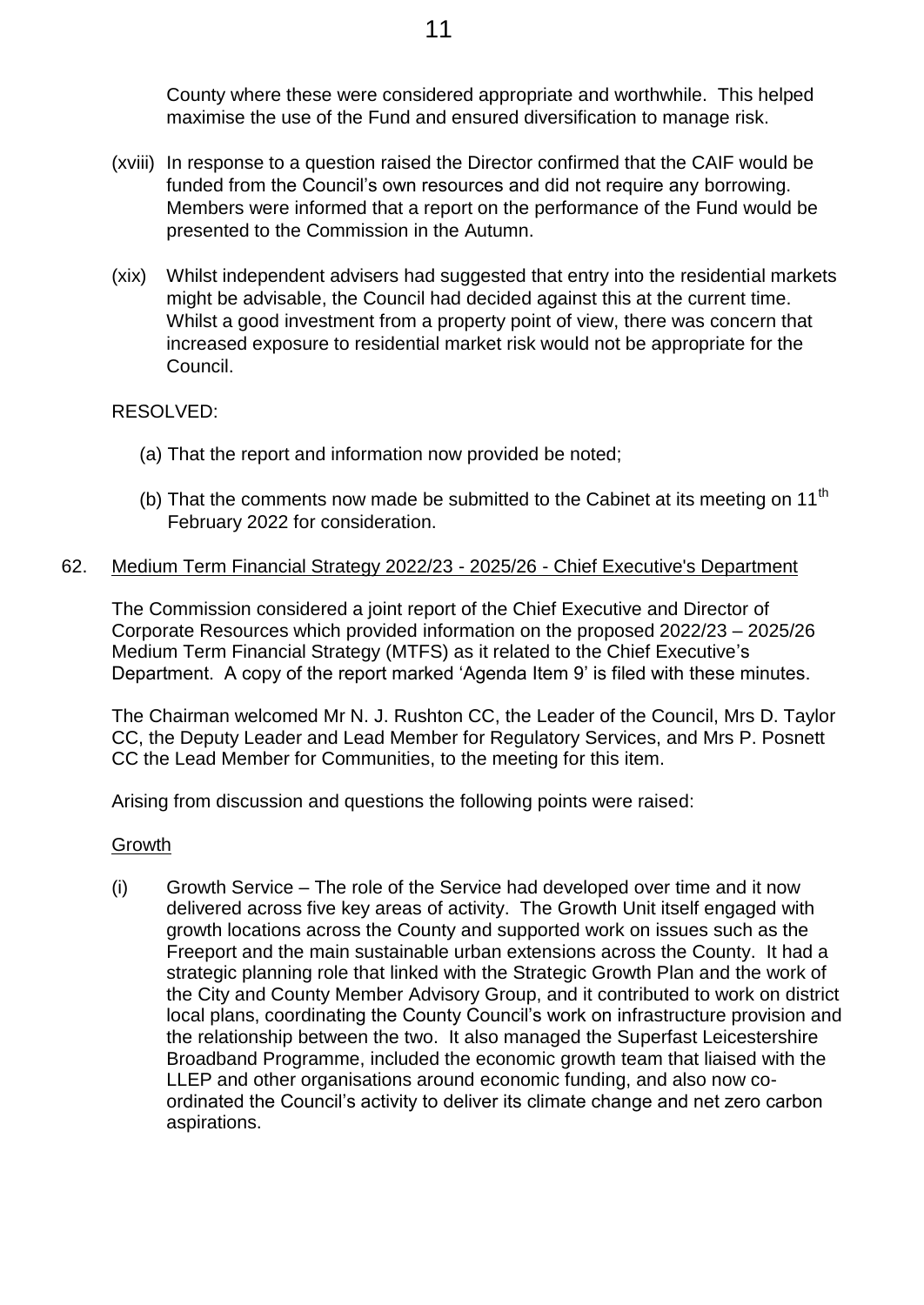County where these were considered appropriate and worthwhile. This helped maximise the use of the Fund and ensured diversification to manage risk.

(xviii) In response to a question raised the Director confirmed that the CAIF would be funded from the Council's own resources and did not require any borrowing. Members were informed that a report on the performance of the Fund would be presented to the Commission in the Autumn.

(xix) Whilst independent advisers had suggested that entry into the residential markets might be advisable, the Council had decided against this at the current time. Whilst a good investment from a property point of view, there was concern that increased exposure to residential market risk would not be appropriate for the Council.

RESOLVED:

(a) That the report and information now provided be noted;

(b) That the comments now made be submitted to the Cabinet at its meeting on 11th February 2022 for consideration.

62. Medium Term Financial Strategy 2022/23 - 2025/26 - Chief Executive's Department

The Commission considered a joint report of the Chief Executive and Director of Corporate Resources which provided information on the proposed 2022/23 – 2025/26 Medium Term Financial Strategy (MTFS) as it related to the Chief Executive's Department. A copy of the report marked 'Agenda Item 9' is filed with these minutes.

The Chairman welcomed Mr N. J. Rushton CC, the Leader of the Council, Mrs D. Taylor CC, the Deputy Leader and Lead Member for Regulatory Services, and Mrs P. Posnett CC the Lead Member for Communities, to the meeting for this item.

Arising from discussion and questions the following points were raised:

Growth

(i) Growth Service – The role of the Service had developed over time and it now delivered across five key areas of activity. The Growth Unit itself engaged with growth locations across the County and supported work on issues such as the Freeport and the main sustainable urban extensions across the County. It had a strategic planning role that linked with the Strategic Growth Plan and the work of the City and County Member Advisory Group, and it contributed to work on district local plans, coordinating the County Council's work on infrastructure provision and the relationship between the two. It also managed the Superfast Leicestershire Broadband Programme, included the economic growth team that liaised with the LLEP and other organisations around economic funding, and also now co-ordinated the Council's activity to deliver its climate change and net zero carbon aspirations.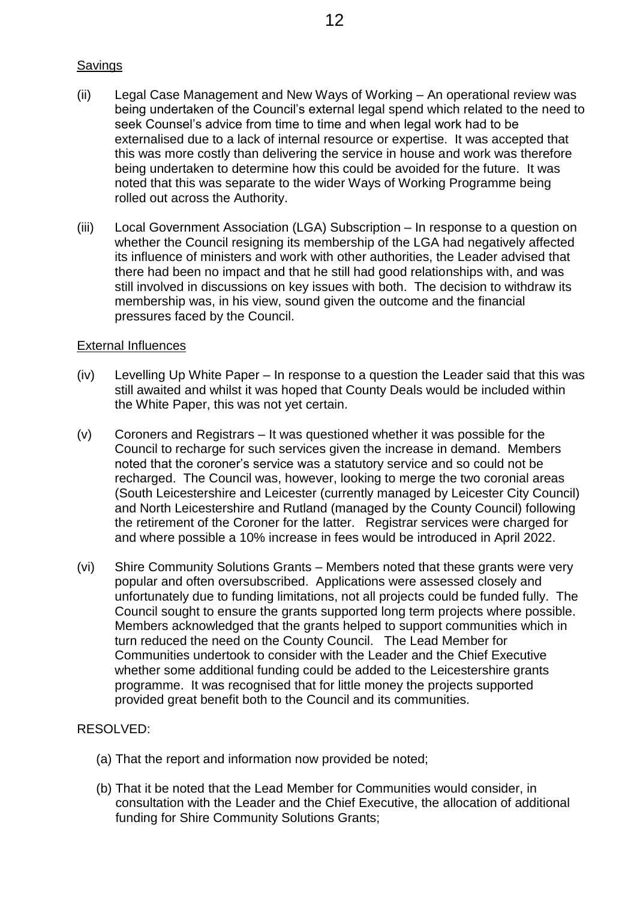Savings

(ii) Legal Case Management and New Ways of Working – An operational review was being undertaken of the Council's external legal spend which related to the need to seek Counsel's advice from time to time and when legal work had to be externalised due to a lack of internal resource or expertise. It was accepted that this was more costly than delivering the service in house and work was therefore being undertaken to determine how this could be avoided for the future. It was noted that this was separate to the wider Ways of Working Programme being rolled out across the Authority.

(iii) Local Government Association (LGA) Subscription – In response to a question on whether the Council resigning its membership of the LGA had negatively affected its influence of ministers and work with other authorities, the Leader advised that there had been no impact and that he still had good relationships with, and was still involved in discussions on key issues with both. The decision to withdraw its membership was, in his view, sound given the outcome and the financial pressures faced by the Council.

External Influences

(iv) Levelling Up White Paper – In response to a question the Leader said that this was still awaited and whilst it was hoped that County Deals would be included within the White Paper, this was not yet certain.

(v) Coroners and Registrars – It was questioned whether it was possible for the Council to recharge for such services given the increase in demand. Members noted that the coroner's service was a statutory service and so could not be recharged. The Council was, however, looking to merge the two coronial areas (South Leicestershire and Leicester (currently managed by Leicester City Council) and North Leicestershire and Rutland (managed by the County Council) following the retirement of the Coroner for the latter. Registrar services were charged for and where possible a 10% increase in fees would be introduced in April 2022.

(vi) Shire Community Solutions Grants – Members noted that these grants were very popular and often oversubscribed. Applications were assessed closely and unfortunately due to funding limitations, not all projects could be funded fully. The Council sought to ensure the grants supported long term projects where possible. Members acknowledged that the grants helped to support communities which in turn reduced the need on the County Council. The Lead Member for Communities undertook to consider with the Leader and the Chief Executive whether some additional funding could be added to the Leicestershire grants programme. It was recognised that for little money the projects supported provided great benefit both to the Council and its communities.

RESOLVED:

(a) That the report and information now provided be noted;

(b) That it be noted that the Lead Member for Communities would consider, in consultation with the Leader and the Chief Executive, the allocation of additional funding for Shire Community Solutions Grants;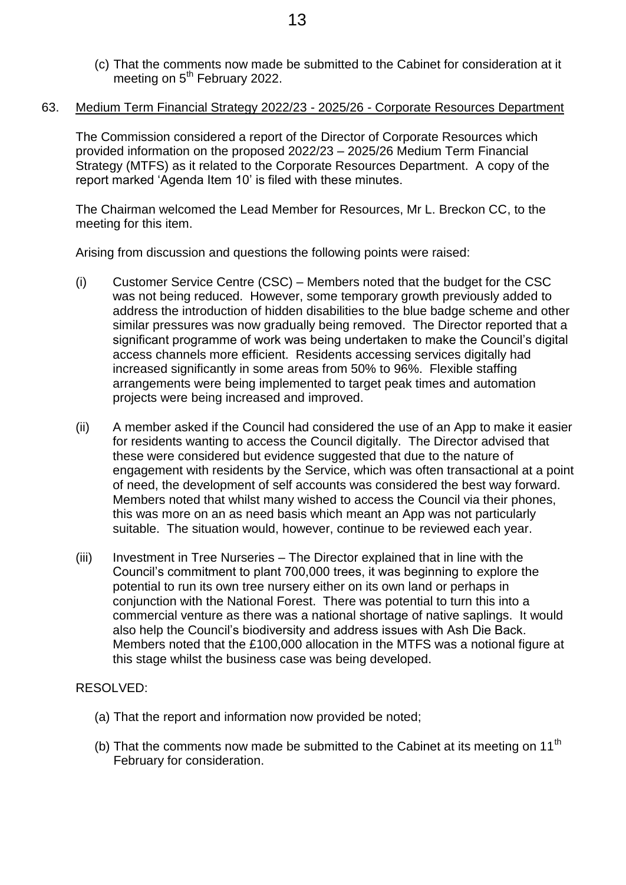(c) That the comments now made be submitted to the Cabinet for consideration at it meeting on 5th February 2022.

63. <u>Medium Term Financial Strategy 2022/23 - 2025/26 - Corporate Resources Department</u>

The Commission considered a report of the Director of Corporate Resources which provided information on the proposed 2022/23 – 2025/26 Medium Term Financial Strategy (MTFS) as it related to the Corporate Resources Department. A copy of the report marked 'Agenda Item 10' is filed with these minutes.

The Chairman welcomed the Lead Member for Resources, Mr L. Breckon CC, to the meeting for this item.

Arising from discussion and questions the following points were raised:

(i) Customer Service Centre (CSC) – Members noted that the budget for the CSC was not being reduced. However, some temporary growth previously added to address the introduction of hidden disabilities to the blue badge scheme and other similar pressures was now gradually being removed. The Director reported that a significant programme of work was being undertaken to make the Council's digital access channels more efficient. Residents accessing services digitally had increased significantly in some areas from 50% to 96%. Flexible staffing arrangements were being implemented to target peak times and automation projects were being increased and improved.

(ii) A member asked if the Council had considered the use of an App to make it easier for residents wanting to access the Council digitally. The Director advised that these were considered but evidence suggested that due to the nature of engagement with residents by the Service, which was often transactional at a point of need, the development of self accounts was considered the best way forward. Members noted that whilst many wished to access the Council via their phones, this was more on an as need basis which meant an App was not particularly suitable. The situation would, however, continue to be reviewed each year.

(iii) Investment in Tree Nurseries – The Director explained that in line with the Council's commitment to plant 700,000 trees, it was beginning to explore the potential to run its own tree nursery either on its own land or perhaps in conjunction with the National Forest. There was potential to turn this into a commercial venture as there was a national shortage of native saplings. It would also help the Council's biodiversity and address issues with Ash Die Back. Members noted that the £100,000 allocation in the MTFS was a notional figure at this stage whilst the business case was being developed.

RESOLVED:

(a) That the report and information now provided be noted;

(b) That the comments now made be submitted to the Cabinet at its meeting on 11th February for consideration.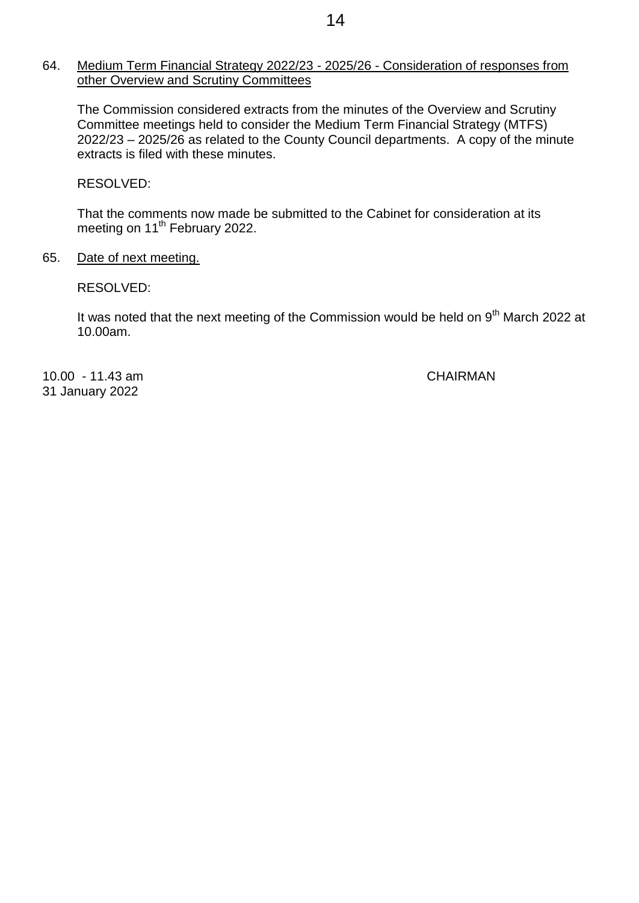64. Medium Term Financial Strategy 2022/23 - 2025/26 - Consideration of responses from other Overview and Scrutiny Committees

The Commission considered extracts from the minutes of the Overview and Scrutiny Committee meetings held to consider the Medium Term Financial Strategy (MTFS) 2022/23 – 2025/26 as related to the County Council departments. A copy of the minute extracts is filed with these minutes.

RESOLVED:

That the comments now made be submitted to the Cabinet for consideration at its meeting on 11th February 2022.

65. Date of next meeting.

RESOLVED:

It was noted that the next meeting of the Commission would be held on 9th March 2022 at 10.00am.

10.00 - 11.43 am
31 January 2022

CHAIRMAN